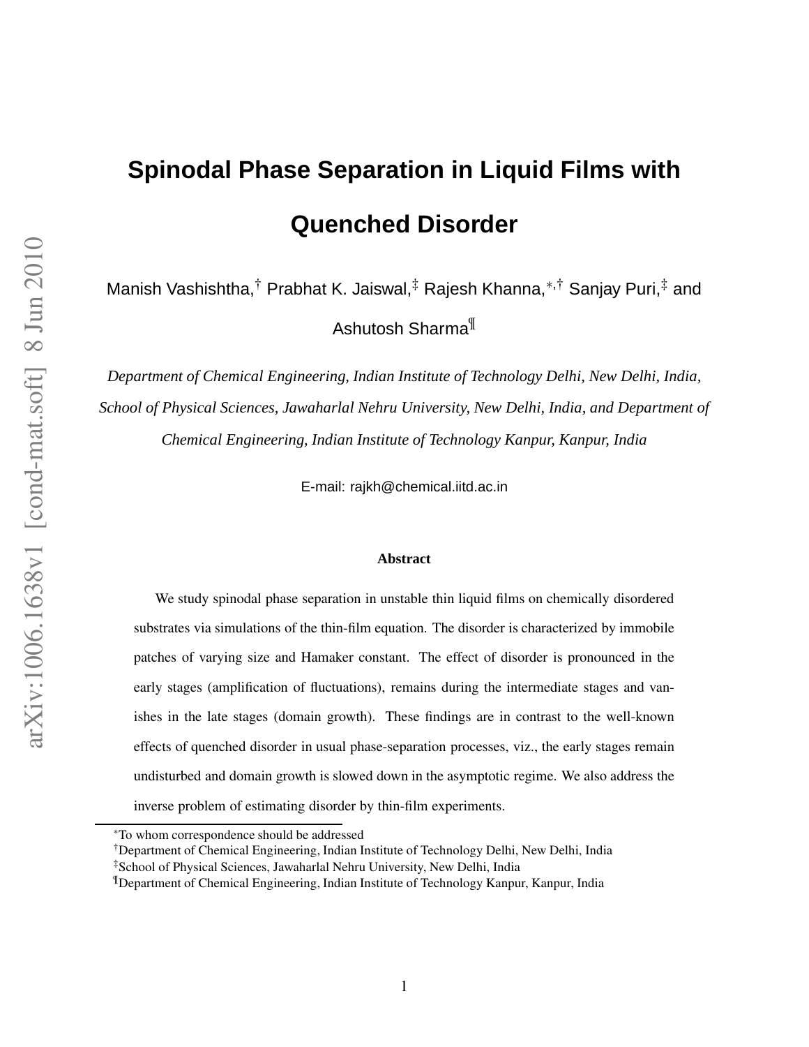# Spinodal Phase Separation in Liquid Films with Quenched Disorder

Manish Vashishtha,[†] Prabhat K. Jaiswal,[‡] Rajesh Khanna,[*,†] Sanjay Puri,[‡] and Ashutosh Sharma[¶]

*Department of Chemical Engineering, Indian Institute of Technology Delhi, New Delhi, India, School of Physical Sciences, Jawaharlal Nehru University, New Delhi, India, and Department of Chemical Engineering, Indian Institute of Technology Kanpur, Kanpur, India*

E-mail: rajkh@chemical.iitd.ac.in

**Abstract**

We study spinodal phase separation in unstable thin liquid films on chemically disordered substrates via simulations of the thin-film equation. The disorder is characterized by immobile patches of varying size and Hamaker constant. The effect of disorder is pronounced in the early stages (amplification of fluctuations), remains during the intermediate stages and vanishes in the late stages (domain growth). These findings are in contrast to the well-known effects of quenched disorder in usual phase-separation processes, viz., the early stages remain undisturbed and domain growth is slowed down in the asymptotic regime. We also address the inverse problem of estimating disorder by thin-film experiments.

---

[*]To whom correspondence should be addressed

[†]Department of Chemical Engineering, Indian Institute of Technology Delhi, New Delhi, India

[‡]School of Physical Sciences, Jawaharlal Nehru University, New Delhi, India

[¶]Department of Chemical Engineering, Indian Institute of Technology Kanpur, Kanpur, India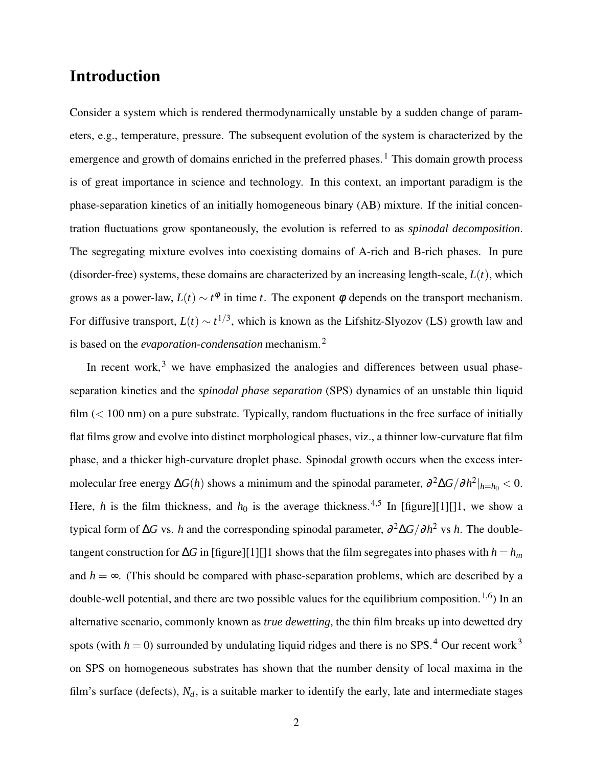## Introduction

Consider a system which is rendered thermodynamically unstable by a sudden change of parameters, e.g., temperature, pressure. The subsequent evolution of the system is characterized by the emergence and growth of domains enriched in the preferred phases.[1] This domain growth process is of great importance in science and technology. In this context, an important paradigm is the phase-separation kinetics of an initially homogeneous binary (AB) mixture. If the initial concentration fluctuations grow spontaneously, the evolution is referred to as *spinodal decomposition*. The segregating mixture evolves into coexisting domains of A-rich and B-rich phases. In pure (disorder-free) systems, these domains are characterized by an increasing length-scale, $L(t)$, which grows as a power-law, $L(t) \sim t^{\phi}$ in time $t$. The exponent $\phi$ depends on the transport mechanism. For diffusive transport, $L(t) \sim t^{1/3}$, which is known as the Lifshitz-Slyozov (LS) growth law and is based on the *evaporation-condensation* mechanism.[2]

In recent work,[3] we have emphasized the analogies and differences between usual phase-separation kinetics and the *spinodal phase separation* (SPS) dynamics of an unstable thin liquid film (< 100 nm) on a pure substrate. Typically, random fluctuations in the free surface of initially flat films grow and evolve into distinct morphological phases, viz., a thinner low-curvature flat film phase, and a thicker high-curvature droplet phase. Spinodal growth occurs when the excess intermolecular free energy $\Delta G(h)$ shows a minimum and the spinodal parameter, $\partial^2 \Delta G/\partial h^2|_{h=h_0} < 0$. Here, $h$ is the film thickness, and $h_0$ is the average thickness.[4,5] In [figure][1][]1, we show a typical form of $\Delta G$ vs. $h$ and the corresponding spinodal parameter, $\partial^2 \Delta G/\partial h^2$ vs $h$. The double-tangent construction for $\Delta G$ in [figure][1][]1 shows that the film segregates into phases with $h = h_m$ and $h = \infty$. (This should be compared with phase-separation problems, which are described by a double-well potential, and there are two possible values for the equilibrium composition.[1,6]) In an alternative scenario, commonly known as *true dewetting*, the thin film breaks up into dewetted dry spots (with $h = 0$) surrounded by undulating liquid ridges and there is no SPS.[4] Our recent work[3] on SPS on homogeneous substrates has shown that the number density of local maxima in the film's surface (defects), $N_d$, is a suitable marker to identify the early, late and intermediate stages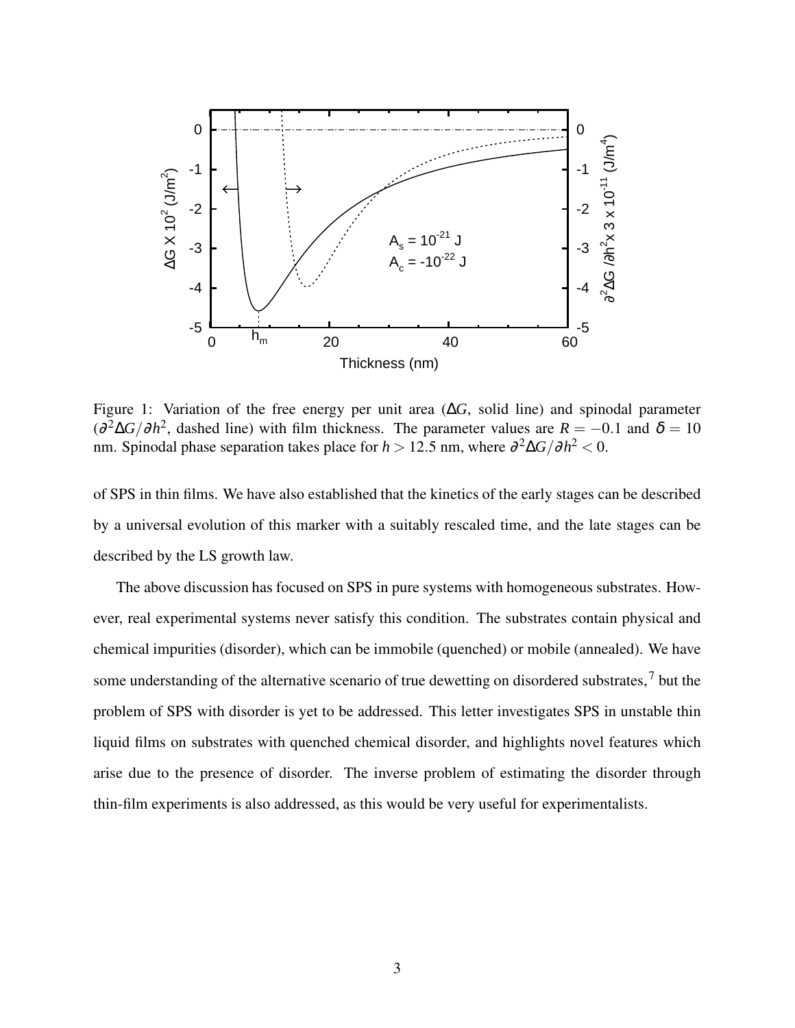Figure 1: Variation of the free energy per unit area ($\Delta G$, solid line) and spinodal parameter ($\partial^2 \Delta G/\partial h^2$, dashed line) with film thickness. The parameter values are $R = -0.1$ and $\delta = 10$ nm. Spinodal phase separation takes place for $h > 12.5$ nm, where $\partial^2 \Delta G/\partial h^2 < 0$.

of SPS in thin films. We have also established that the kinetics of the early stages can be described by a universal evolution of this marker with a suitably rescaled time, and the late stages can be described by the LS growth law.

The above discussion has focused on SPS in pure systems with homogeneous substrates. However, real experimental systems never satisfy this condition. The substrates contain physical and chemical impurities (disorder), which can be immobile (quenched) or mobile (annealed). We have some understanding of the alternative scenario of true dewetting on disordered substrates,[7] but the problem of SPS with disorder is yet to be addressed. This letter investigates SPS in unstable thin liquid films on substrates with quenched chemical disorder, and highlights novel features which arise due to the presence of disorder. The inverse problem of estimating the disorder through thin-film experiments is also addressed, as this would be very useful for experimentalists.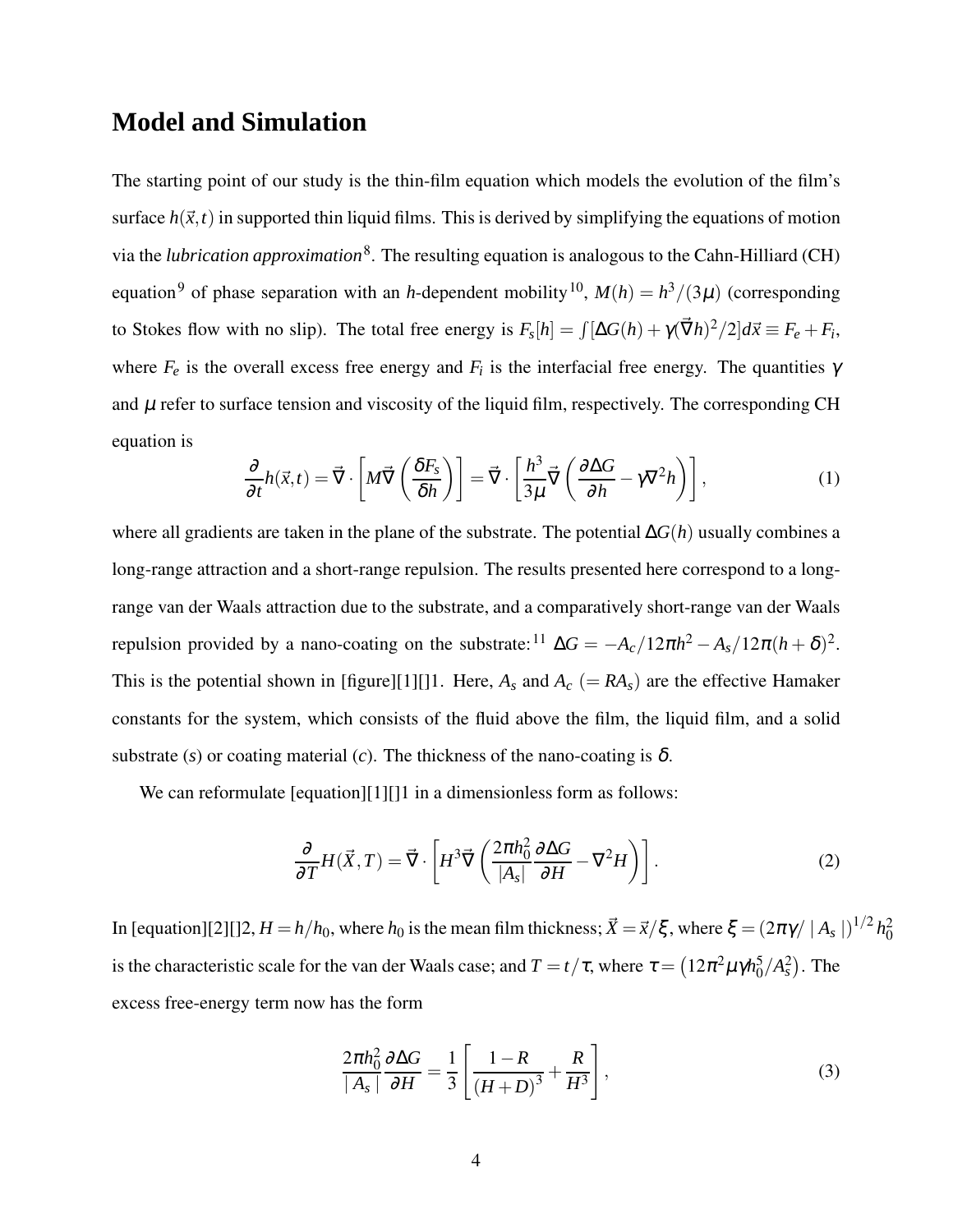## Model and Simulation

The starting point of our study is the thin-film equation which models the evolution of the film's surface $h(\vec{x},t)$ in supported thin liquid films. This is derived by simplifying the equations of motion via the *lubrication approximation*[8]. The resulting equation is analogous to the Cahn-Hilliard (CH) equation[9] of phase separation with an $h$-dependent mobility[10], $M(h) = h^3/(3\mu)$ (corresponding to Stokes flow with no slip). The total free energy is $F_s[h] = \int[\Delta G(h) + \gamma(\vec{\nabla}h)^2/2]d\vec{x} \equiv F_e + F_i$, where $F_e$ is the overall excess free energy and $F_i$ is the interfacial free energy. The quantities $\gamma$ and $\mu$ refer to surface tension and viscosity of the liquid film, respectively. The corresponding CH equation is

$$\frac{\partial}{\partial t}h(\vec{x},t) = \vec{\nabla} \cdot \left[M\vec{\nabla}\left(\frac{\delta F_s}{\delta h}\right)\right] = \vec{\nabla} \cdot \left[\frac{h^3}{3\mu}\vec{\nabla}\left(\frac{\partial \Delta G}{\partial h} - \gamma\nabla^2 h\right)\right], \tag{1}$$

where all gradients are taken in the plane of the substrate. The potential $\Delta G(h)$ usually combines a long-range attraction and a short-range repulsion. The results presented here correspond to a long-range van der Waals attraction due to the substrate, and a comparatively short-range van der Waals repulsion provided by a nano-coating on the substrate:[11] $\Delta G = -A_c/12\pi h^2 - A_s/12\pi(h+\delta)^2$. This is the potential shown in [figure][1][]1. Here, $A_s$ and $A_c$ $(= RA_s)$ are the effective Hamaker constants for the system, which consists of the fluid above the film, the liquid film, and a solid substrate ($s$) or coating material ($c$). The thickness of the nano-coating is $\delta$.

We can reformulate [equation][1][]1 in a dimensionless form as follows:

$$\frac{\partial}{\partial T}H(\vec{X},T) = \vec{\nabla} \cdot \left[H^3\vec{\nabla}\left(\frac{2\pi h_0^2}{|A_s|}\frac{\partial \Delta G}{\partial H} - \nabla^2 H\right)\right]. \tag{2}$$

In [equation][2][]2, $H = h/h_0$, where $h_0$ is the mean film thickness; $\vec{X} = \vec{x}/\xi$, where $\xi = (2\pi\gamma/\mid A_s \mid)^{1/2} h_0^2$ is the characteristic scale for the van der Waals case; and $T = t/\tau$, where $\tau = \left(12\pi^2\mu\gamma h_0^5/A_s^2\right)$. The excess free-energy term now has the form

$$\frac{2\pi h_0^2}{\mid A_s \mid}\frac{\partial \Delta G}{\partial H} = \frac{1}{3}\left[\frac{1-R}{(H+D)^3} + \frac{R}{H^3}\right], \tag{3}$$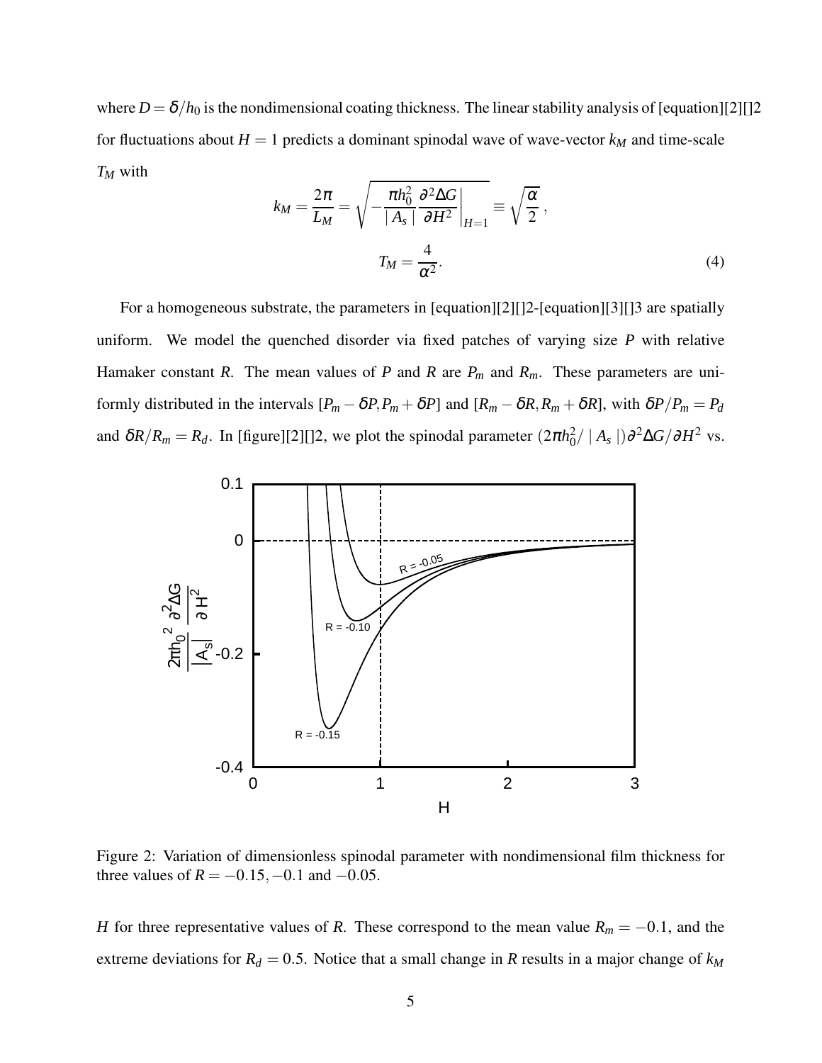where $D = \delta/h_0$ is the nondimensional coating thickness. The linear stability analysis of [equation][2][]2 for fluctuations about $H = 1$ predicts a dominant spinodal wave of wave-vector $k_M$ and time-scale $T_M$ with

$$k_M = \frac{2\pi}{L_M} = \sqrt{-\frac{\pi h_0^2}{|A_s|}\frac{\partial^2 \Delta G}{\partial H^2}\bigg|_{H=1}} \equiv \sqrt{\frac{\alpha}{2}}\,,$$

$$T_M = \frac{4}{\alpha^2}. \tag{4}$$

For a homogeneous substrate, the parameters in [equation][2][]2-[equation][3][]3 are spatially uniform. We model the quenched disorder via fixed patches of varying size $P$ with relative Hamaker constant $R$. The mean values of $P$ and $R$ are $P_m$ and $R_m$. These parameters are uniformly distributed in the intervals $[P_m - \delta P, P_m + \delta P]$ and $[R_m - \delta R, R_m + \delta R]$, with $\delta P/P_m = P_d$ and $\delta R/R_m = R_d$. In [figure][2][]2, we plot the spinodal parameter $(2\pi h_0^2/|A_s|)\partial^2\Delta G/\partial H^2$ vs.

Figure 2: Variation of dimensionless spinodal parameter with nondimensional film thickness for three values of $R = -0.15, -0.1$ and $-0.05$.

$H$ for three representative values of $R$. These correspond to the mean value $R_m = -0.1$, and the extreme deviations for $R_d = 0.5$. Notice that a small change in $R$ results in a major change of $k_M$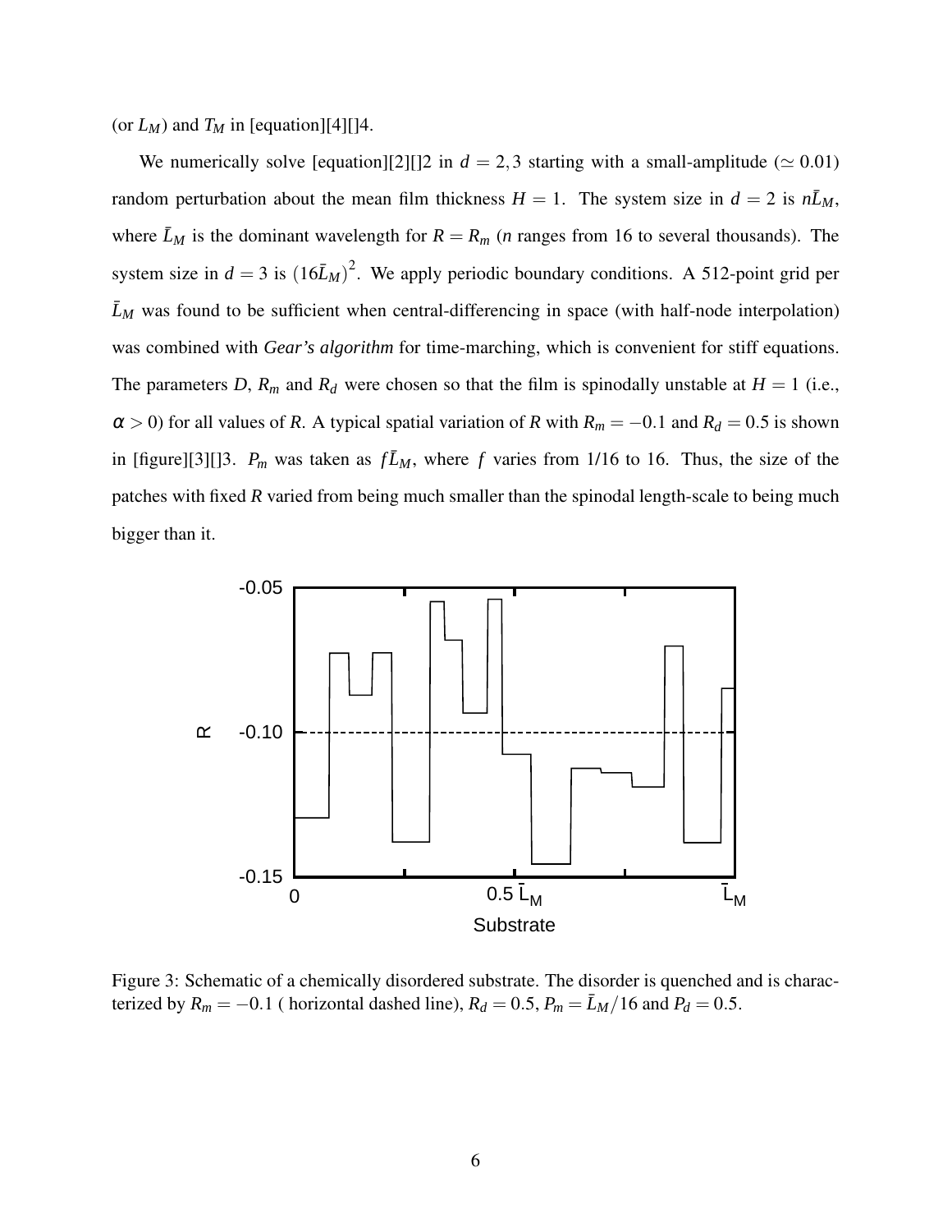(or $L_M$) and $T_M$ in [equation][4][]4.

We numerically solve [equation][2][]2 in $d = 2, 3$ starting with a small-amplitude ($\simeq 0.01$) random perturbation about the mean film thickness $H = 1$. The system size in $d = 2$ is $n\bar{L}_M$, where $\bar{L}_M$ is the dominant wavelength for $R = R_m$ ($n$ ranges from 16 to several thousands). The system size in $d = 3$ is $(16\bar{L}_M)^2$. We apply periodic boundary conditions. A 512-point grid per $\bar{L}_M$ was found to be sufficient when central-differencing in space (with half-node interpolation) was combined with *Gear's algorithm* for time-marching, which is convenient for stiff equations. The parameters $D$, $R_m$ and $R_d$ were chosen so that the film is spinodally unstable at $H = 1$ (i.e., $\alpha > 0$) for all values of $R$. A typical spatial variation of $R$ with $R_m = -0.1$ and $R_d = 0.5$ is shown in [figure][3][]3. $P_m$ was taken as $f\bar{L}_M$, where $f$ varies from 1/16 to 16. Thus, the size of the patches with fixed $R$ varied from being much smaller than the spinodal length-scale to being much bigger than it.

Figure 3: Schematic of a chemically disordered substrate. The disorder is quenched and is characterized by $R_m = -0.1$ ( horizontal dashed line), $R_d = 0.5$, $P_m = \bar{L}_M/16$ and $P_d = 0.5$.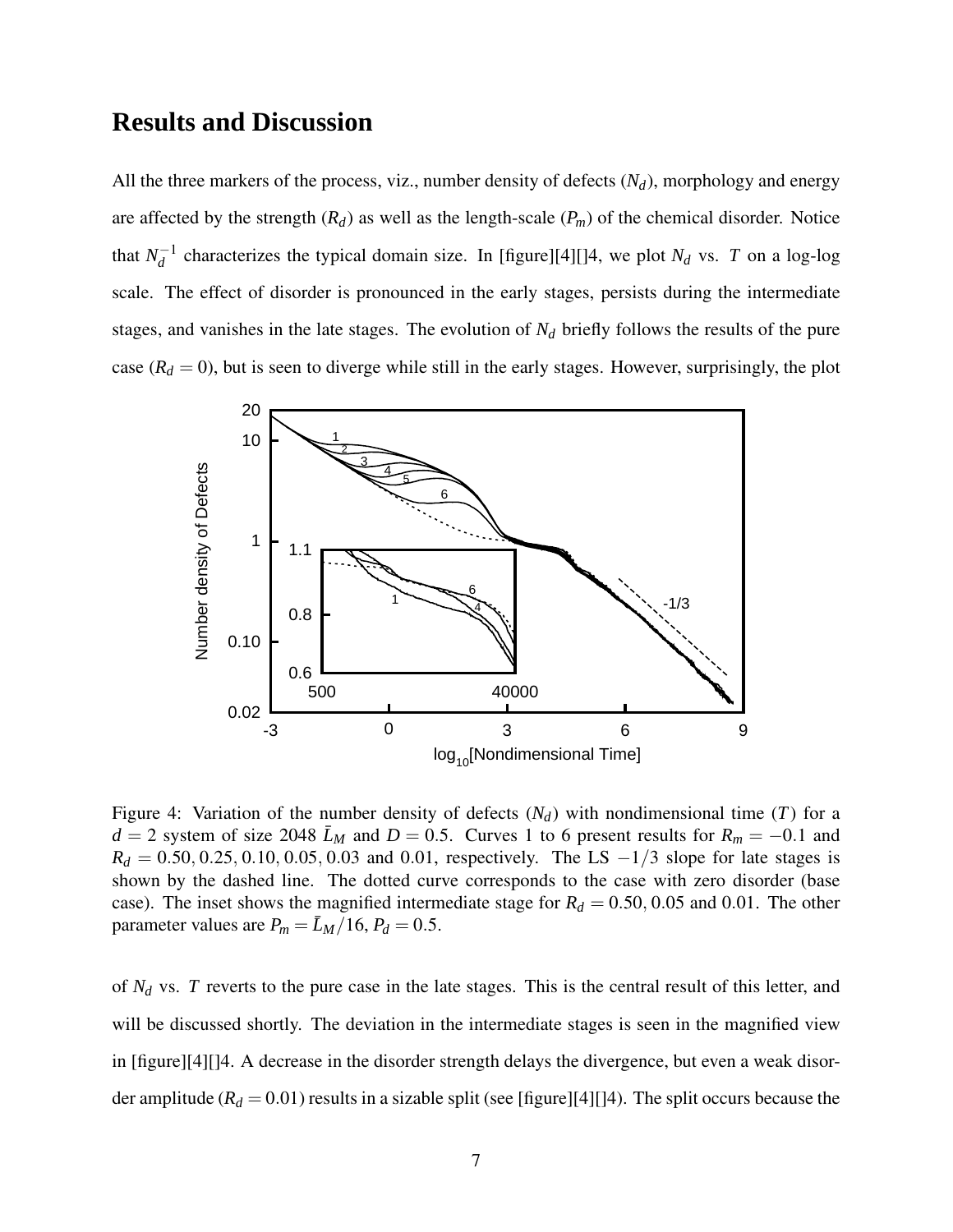## Results and Discussion

All the three markers of the process, viz., number density of defects ($N_d$), morphology and energy are affected by the strength ($R_d$) as well as the length-scale ($P_m$) of the chemical disorder. Notice that $N_d^{-1}$ characterizes the typical domain size. In [figure][4][]4, we plot $N_d$ vs. $T$ on a log-log scale. The effect of disorder is pronounced in the early stages, persists during the intermediate stages, and vanishes in the late stages. The evolution of $N_d$ briefly follows the results of the pure case ($R_d = 0$), but is seen to diverge while still in the early stages. However, surprisingly, the plot

Figure 4: Variation of the number density of defects ($N_d$) with nondimensional time ($T$) for a $d = 2$ system of size 2048 $\bar{L}_M$ and $D = 0.5$. Curves 1 to 6 present results for $R_m = -0.1$ and $R_d = 0.50, 0.25, 0.10, 0.05, 0.03$ and $0.01$, respectively. The LS $-1/3$ slope for late stages is shown by the dashed line. The dotted curve corresponds to the case with zero disorder (base case). The inset shows the magnified intermediate stage for $R_d = 0.50, 0.05$ and $0.01$. The other parameter values are $P_m = \bar{L}_M/16$, $P_d = 0.5$.

of $N_d$ vs. $T$ reverts to the pure case in the late stages. This is the central result of this letter, and will be discussed shortly. The deviation in the intermediate stages is seen in the magnified view in [figure][4][]4. A decrease in the disorder strength delays the divergence, but even a weak disorder amplitude ($R_d = 0.01$) results in a sizable split (see [figure][4][]4). The split occurs because the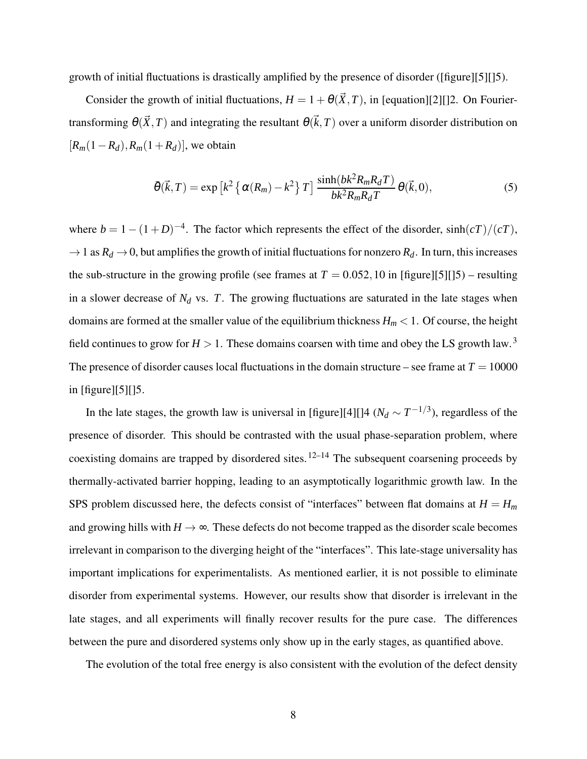growth of initial fluctuations is drastically amplified by the presence of disorder ([figure][5][]5).

Consider the growth of initial fluctuations, $H = 1 + \theta(\vec{X}, T)$, in [equation][2][]2. On Fourier-transforming $\theta(\vec{X}, T)$ and integrating the resultant $\theta(\vec{k}, T)$ over a uniform disorder distribution on $[R_m(1 - R_d), R_m(1 + R_d)]$, we obtain

$$\bar{\theta}(\vec{k}, T) = \exp\left[k^2 \left\{ \alpha(R_m) - k^2 \right\} T\right] \frac{\sinh(bk^2 R_m R_d T)}{bk^2 R_m R_d T} \, \theta(\vec{k}, 0), \tag{5}$$

where $b = 1 - (1 + D)^{-4}$. The factor which represents the effect of the disorder, $\sinh(cT)/(cT)$, $\to 1$ as $R_d \to 0$, but amplifies the growth of initial fluctuations for nonzero $R_d$. In turn, this increases the sub-structure in the growing profile (see frames at $T = 0.052, 10$ in [figure][5][]5) – resulting in a slower decrease of $N_d$ vs. $T$. The growing fluctuations are saturated in the late stages when domains are formed at the smaller value of the equilibrium thickness $H_m < 1$. Of course, the height field continues to grow for $H > 1$. These domains coarsen with time and obey the LS growth law.[3] The presence of disorder causes local fluctuations in the domain structure – see frame at $T = 10000$ in [figure][5][]5.

In the late stages, the growth law is universal in [figure][4][]4 ($N_d \sim T^{-1/3}$), regardless of the presence of disorder. This should be contrasted with the usual phase-separation problem, where coexisting domains are trapped by disordered sites.[12–14] The subsequent coarsening proceeds by thermally-activated barrier hopping, leading to an asymptotically logarithmic growth law. In the SPS problem discussed here, the defects consist of "interfaces" between flat domains at $H = H_m$ and growing hills with $H \to \infty$. These defects do not become trapped as the disorder scale becomes irrelevant in comparison to the diverging height of the "interfaces". This late-stage universality has important implications for experimentalists. As mentioned earlier, it is not possible to eliminate disorder from experimental systems. However, our results show that disorder is irrelevant in the late stages, and all experiments will finally recover results for the pure case. The differences between the pure and disordered systems only show up in the early stages, as quantified above.

The evolution of the total free energy is also consistent with the evolution of the defect density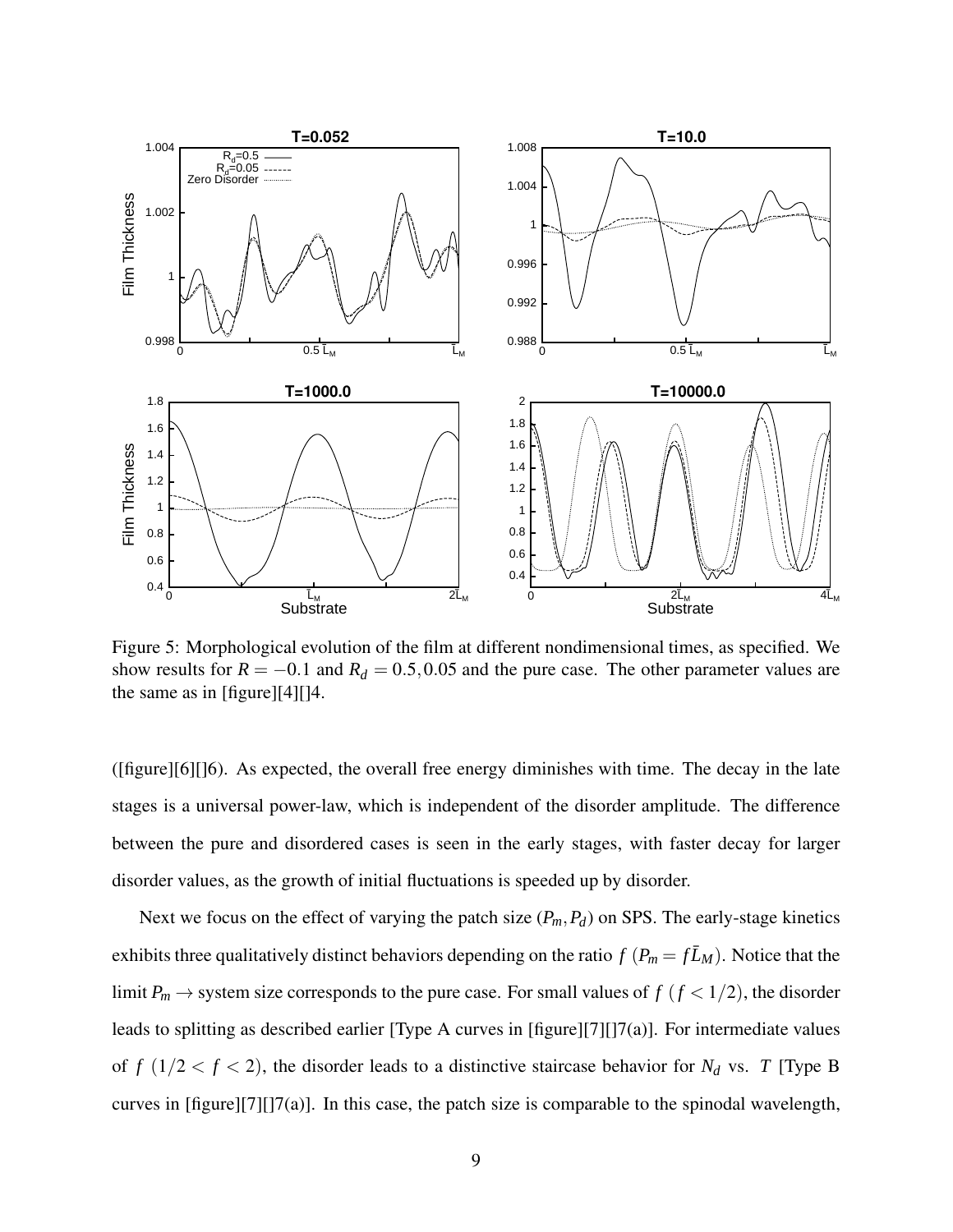Figure 5: Morphological evolution of the film at different nondimensional times, as specified. We show results for $R = -0.1$ and $R_d = 0.5, 0.05$ and the pure case. The other parameter values are the same as in [figure][4][]4.

([figure][6][]6). As expected, the overall free energy diminishes with time. The decay in the late stages is a universal power-law, which is independent of the disorder amplitude. The difference between the pure and disordered cases is seen in the early stages, with faster decay for larger disorder values, as the growth of initial fluctuations is speeded up by disorder.

Next we focus on the effect of varying the patch size $(P_m, P_d)$ on SPS. The early-stage kinetics exhibits three qualitatively distinct behaviors depending on the ratio $f$ $(P_m = f\bar{L}_M)$. Notice that the limit $P_m \rightarrow$ system size corresponds to the pure case. For small values of $f$ $(f < 1/2)$, the disorder leads to splitting as described earlier [Type A curves in [figure][7][]7(a)]. For intermediate values of $f$ $(1/2 < f < 2)$, the disorder leads to a distinctive staircase behavior for $N_d$ vs. $T$ [Type B curves in [figure][7][]7(a)]. In this case, the patch size is comparable to the spinodal wavelength,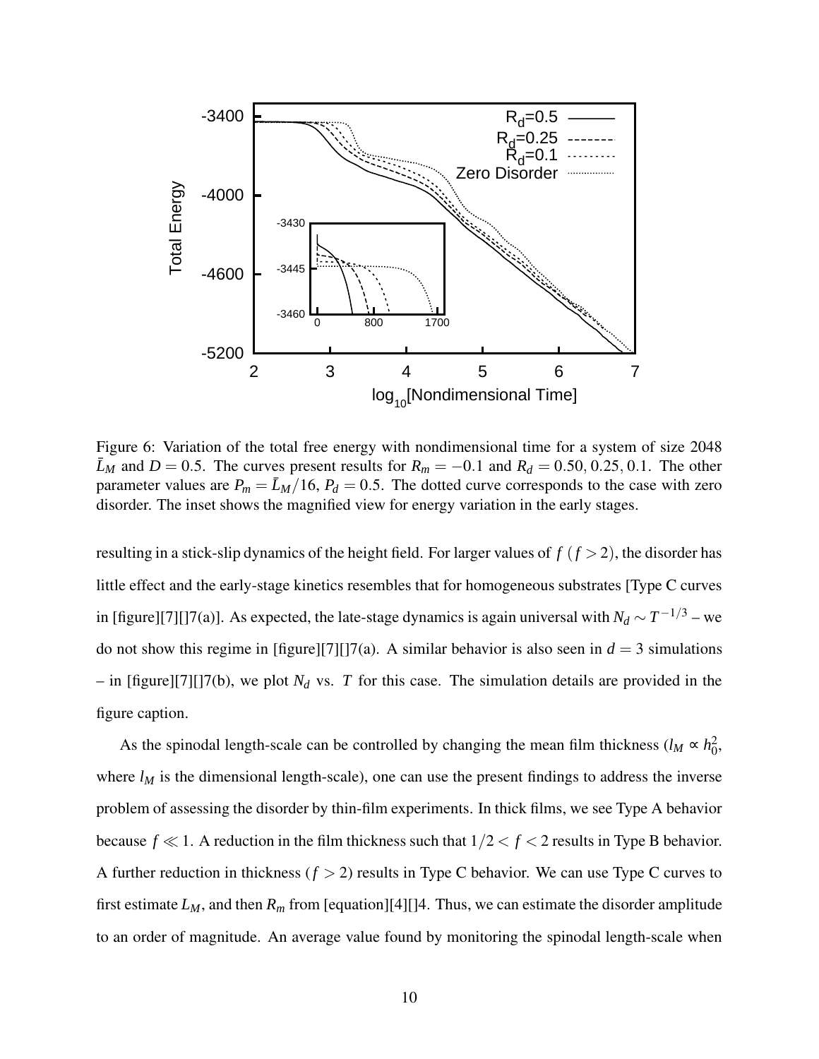Figure 6: Variation of the total free energy with nondimensional time for a system of size 2048 $\bar{L}_M$ and $D = 0.5$. The curves present results for $R_m = -0.1$ and $R_d = 0.50, 0.25, 0.1$. The other parameter values are $P_m = \bar{L}_M/16$, $P_d = 0.5$. The dotted curve corresponds to the case with zero disorder. The inset shows the magnified view for energy variation in the early stages.

resulting in a stick-slip dynamics of the height field. For larger values of $f$ ($f > 2$), the disorder has little effect and the early-stage kinetics resembles that for homogeneous substrates [Type C curves in [figure][7][]7(a)]. As expected, the late-stage dynamics is again universal with $N_d \sim T^{-1/3}$ – we do not show this regime in [figure][7][]7(a). A similar behavior is also seen in $d = 3$ simulations – in [figure][7][]7(b), we plot $N_d$ vs. $T$ for this case. The simulation details are provided in the figure caption.

As the spinodal length-scale can be controlled by changing the mean film thickness ($l_M \propto h_0^2$, where $l_M$ is the dimensional length-scale), one can use the present findings to address the inverse problem of assessing the disorder by thin-film experiments. In thick films, we see Type A behavior because $f \ll 1$. A reduction in the film thickness such that $1/2 < f < 2$ results in Type B behavior. A further reduction in thickness ($f > 2$) results in Type C behavior. We can use Type C curves to first estimate $L_M$, and then $R_m$ from [equation][4][]4. Thus, we can estimate the disorder amplitude to an order of magnitude. An average value found by monitoring the spinodal length-scale when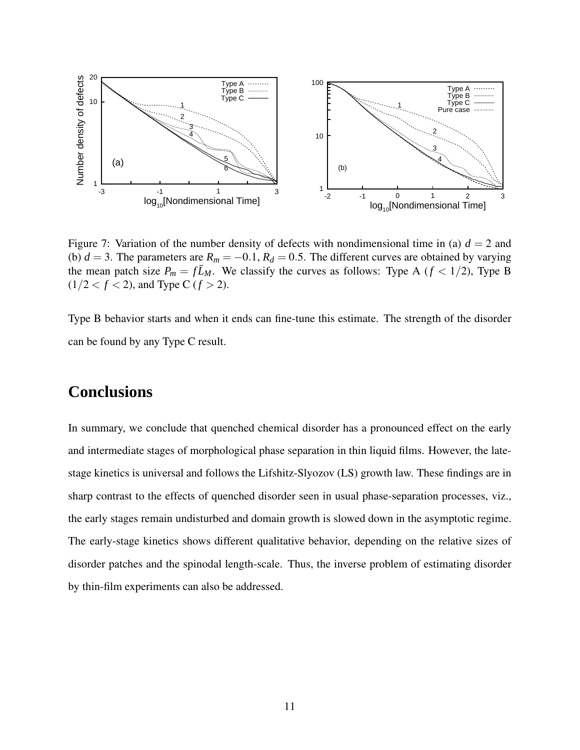Figure 7: Variation of the number density of defects with nondimensional time in (a) $d = 2$ and (b) $d = 3$. The parameters are $R_m = -0.1$, $R_d = 0.5$. The different curves are obtained by varying the mean patch size $P_m = f\bar{L}_M$. We classify the curves as follows: Type A ($f < 1/2$), Type B ($1/2 < f < 2$), and Type C ($f > 2$).

Type B behavior starts and when it ends can fine-tune this estimate. The strength of the disorder can be found by any Type C result.

# Conclusions

In summary, we conclude that quenched chemical disorder has a pronounced effect on the early and intermediate stages of morphological phase separation in thin liquid films. However, the late-stage kinetics is universal and follows the Lifshitz-Slyozov (LS) growth law. These findings are in sharp contrast to the effects of quenched disorder seen in usual phase-separation processes, viz., the early stages remain undisturbed and domain growth is slowed down in the asymptotic regime. The early-stage kinetics shows different qualitative behavior, depending on the relative sizes of disorder patches and the spinodal length-scale. Thus, the inverse problem of estimating disorder by thin-film experiments can also be addressed.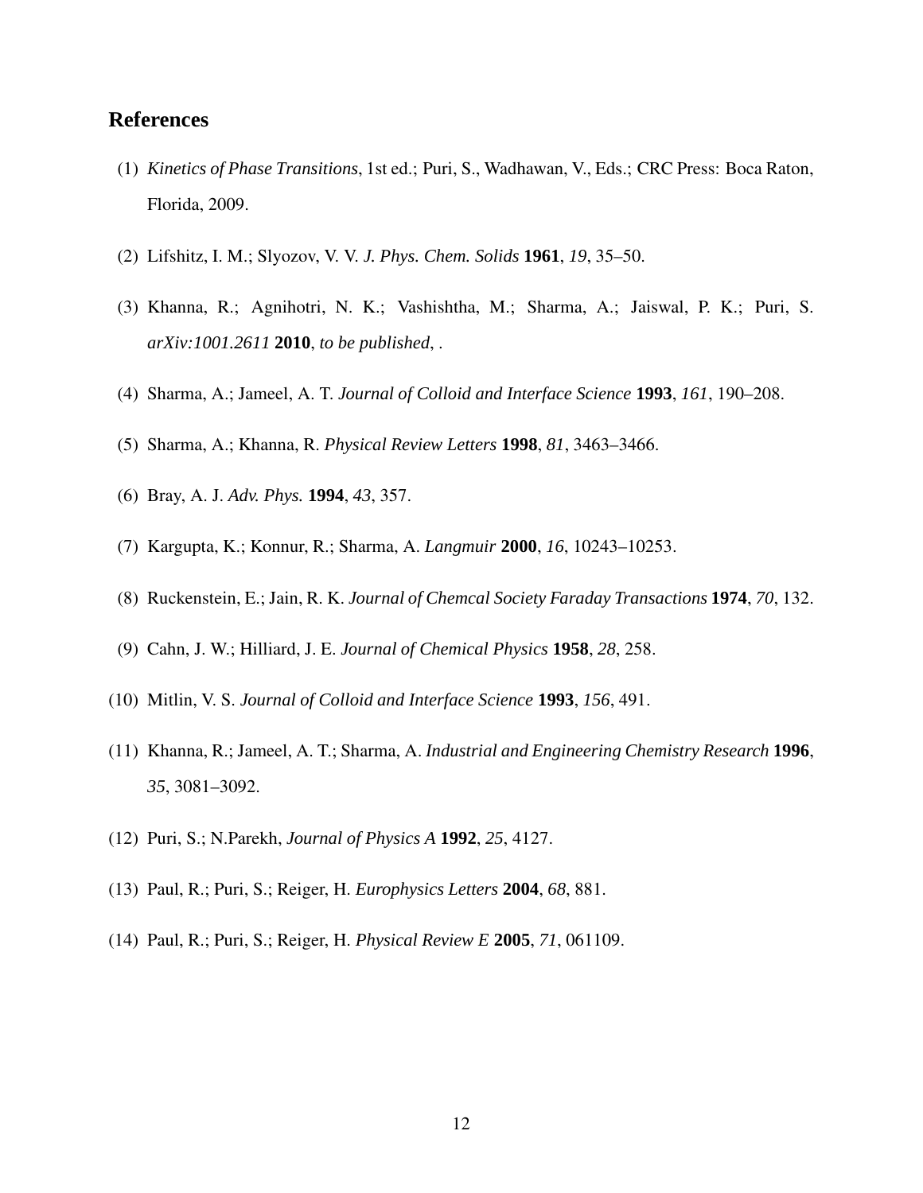## References

(1) *Kinetics of Phase Transitions*, 1st ed.; Puri, S., Wadhawan, V., Eds.; CRC Press: Boca Raton, Florida, 2009.

(2) Lifshitz, I. M.; Slyozov, V. V. *J. Phys. Chem. Solids* **1961**, *19*, 35–50.

(3) Khanna, R.; Agnihotri, N. K.; Vashishtha, M.; Sharma, A.; Jaiswal, P. K.; Puri, S. *arXiv:1001.2611* **2010**, *to be published*, .

(4) Sharma, A.; Jameel, A. T. *Journal of Colloid and Interface Science* **1993**, *161*, 190–208.

(5) Sharma, A.; Khanna, R. *Physical Review Letters* **1998**, *81*, 3463–3466.

(6) Bray, A. J. *Adv. Phys.* **1994**, *43*, 357.

(7) Kargupta, K.; Konnur, R.; Sharma, A. *Langmuir* **2000**, *16*, 10243–10253.

(8) Ruckenstein, E.; Jain, R. K. *Journal of Chemcal Society Faraday Transactions* **1974**, *70*, 132.

(9) Cahn, J. W.; Hilliard, J. E. *Journal of Chemical Physics* **1958**, *28*, 258.

(10) Mitlin, V. S. *Journal of Colloid and Interface Science* **1993**, *156*, 491.

(11) Khanna, R.; Jameel, A. T.; Sharma, A. *Industrial and Engineering Chemistry Research* **1996**, *35*, 3081–3092.

(12) Puri, S.; N.Parekh, *Journal of Physics A* **1992**, *25*, 4127.

(13) Paul, R.; Puri, S.; Reiger, H. *Europhysics Letters* **2004**, *68*, 881.

(14) Paul, R.; Puri, S.; Reiger, H. *Physical Review E* **2005**, *71*, 061109.